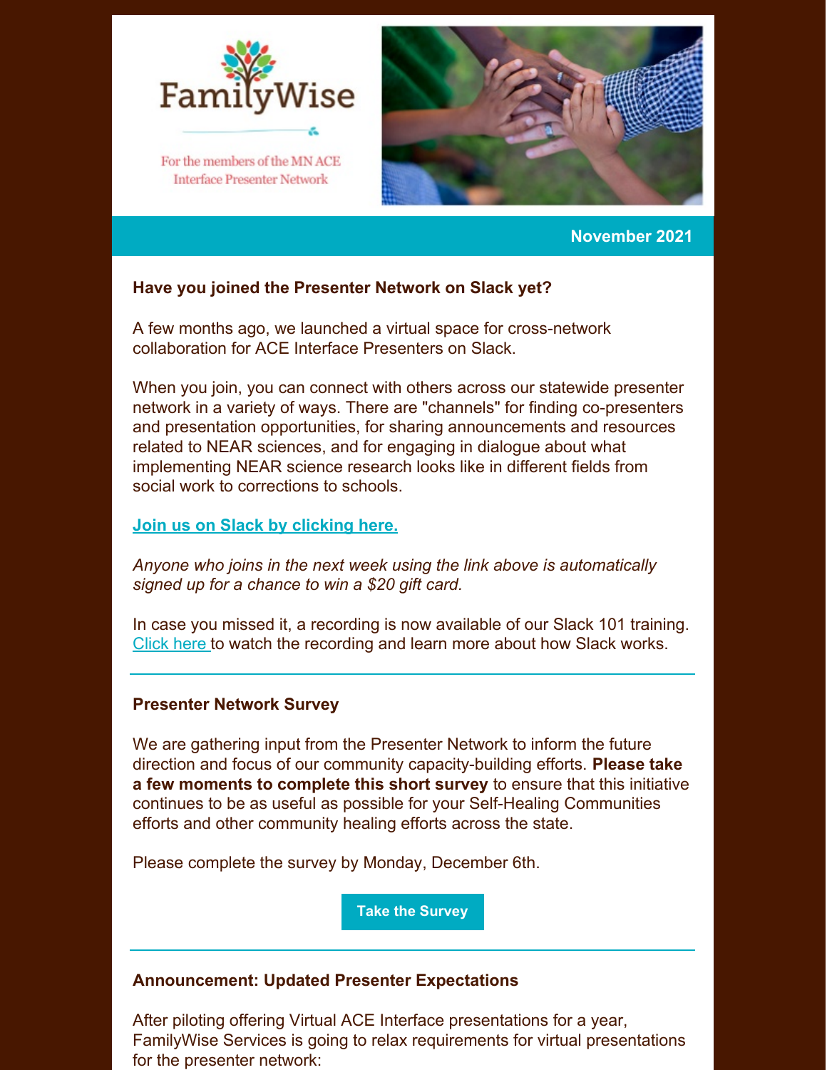FamilyWise

For the members of the MN ACE Interface Presenter Network

**November 2021**

### Have you joined the Presenter Network on Slack yet?

A few months ago, we launched a virtual space for cross-network collaboration for ACE Interface Presenters on Slack.

When you join, you can connect with others across our statewide presenter network in a variety of ways. There are "channels" for finding co-presenters and presentation opportunities, for sharing announcements and resources related to NEAR sciences, and for engaging in dialogue about what implementing NEAR science research looks like in different fields from social work to corrections to schools.

**Join us on Slack by clicking here.**

*Anyone who joins in the next week using the link above is automatically signed up for a chance to win a $20 gift card.*

In case you missed it, a recording is now available of our Slack 101 training. Click here to watch the recording and learn more about how Slack works.

---

### Presenter Network Survey

We are gathering input from the Presenter Network to inform the future direction and focus of our community capacity-building efforts. **Please take a few moments to complete this short survey** to ensure that this initiative continues to be as useful as possible for your Self-Healing Communities efforts and other community healing efforts across the state.

Please complete the survey by Monday, December 6th.

**Take the Survey**

---

### Announcement: Updated Presenter Expectations

After piloting offering Virtual ACE Interface presentations for a year, FamilyWise Services is going to relax requirements for virtual presentations for the presenter network: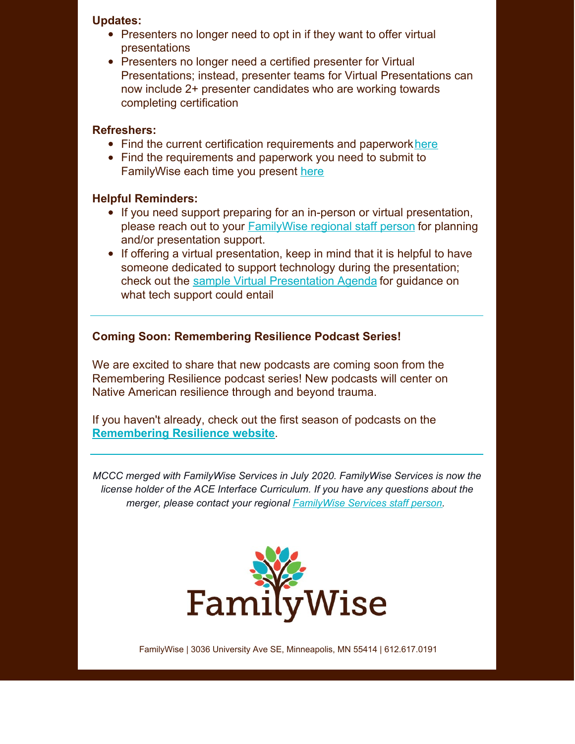**Updates:**

- Presenters no longer need to opt in if they want to offer virtual presentations
- Presenters no longer need a certified presenter for Virtual Presentations; instead, presenter teams for Virtual Presentations can now include 2+ presenter candidates who are working towards completing certification

**Refreshers:**

- Find the current certification requirements and paperwork here
- Find the requirements and paperwork you need to submit to FamilyWise each time you present here

**Helpful Reminders:**

- If you need support preparing for an in-person or virtual presentation, please reach out to your FamilyWise regional staff person for planning and/or presentation support.
- If offering a virtual presentation, keep in mind that it is helpful to have someone dedicated to support technology during the presentation; check out the sample Virtual Presentation Agenda for guidance on what tech support could entail

---

**Coming Soon: Remembering Resilience Podcast Series!**

We are excited to share that new podcasts are coming soon from the Remembering Resilience podcast series! New podcasts will center on Native American resilience through and beyond trauma.

If you haven't already, check out the first season of podcasts on the **Remembering Resilience website**.

---

*MCCC merged with FamilyWise Services in July 2020. FamilyWise Services is now the license holder of the ACE Interface Curriculum. If you have any questions about the merger, please contact your regional FamilyWise Services staff person.*

FamilyWise

FamilyWise | 3036 University Ave SE, Minneapolis, MN 55414 | 612.617.0191